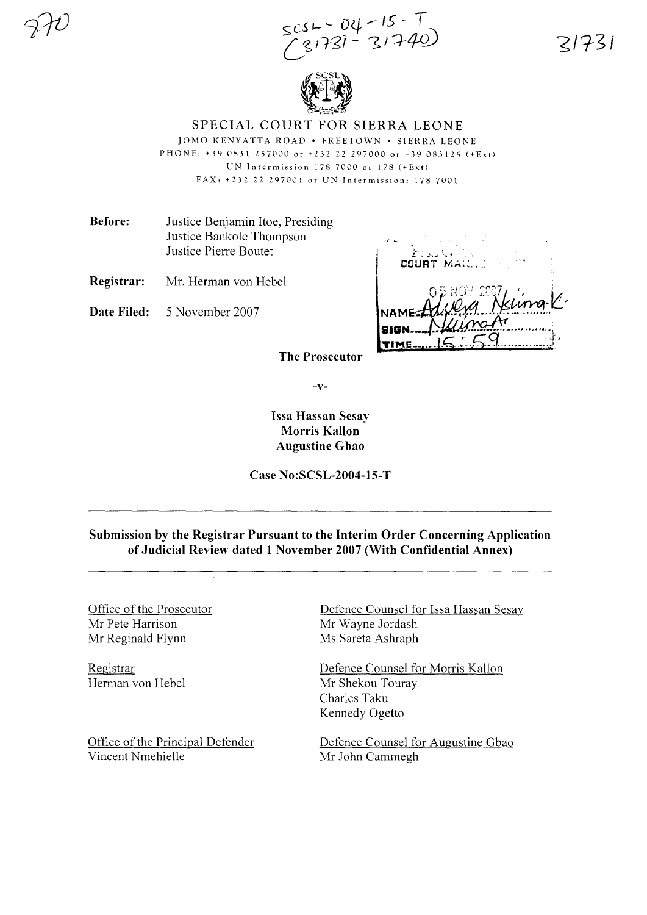SCSL-04-15-T
(31731-31740)

31731

# SPECIAL COURT FOR SIERRA LEONE

JOMO KENYATTA ROAD • FREETOWN • SIERRA LEONE
PHONE: +39 0831 257000 or +232 22 297000 or +39 083125 (+Ext)
UN Intermission 178 7000 or 178 (+Ext)
FAX: +232 22 297001 or UN Intermission: 178 7001

**Before:** Justice Benjamin Itoe, Presiding
Justice Bankole Thompson
Justice Pierre Boutet

**Registrar:** Mr. Herman von Hebel

**Date Filed:** 5 November 2007

COURT MANAGEMENT
05 NOV 2007
NAME Adiena Nsima K.
SIGN
TIME 15:59

**The Prosecutor**

-v-

**Issa Hassan Sesay**
**Morris Kallon**
**Augustine Gbao**

**Case No:SCSL-2004-15-T**

---

**Submission by the Registrar Pursuant to the Interim Order Concerning Application of Judicial Review dated 1 November 2007 (With Confidential Annex)**

---

Office of the Prosecutor
Mr Pete Harrison
Mr Reginald Flynn

Registrar
Herman von Hebel

Office of the Principal Defender
Vincent Nmehielle

Defence Counsel for Issa Hassan Sesay
Mr Wayne Jordash
Ms Sareta Ashraph

Defence Counsel for Morris Kallon
Mr Shekou Touray
Charles Taku
Kennedy Ogetto

Defence Counsel for Augustine Gbao
Mr John Cammegh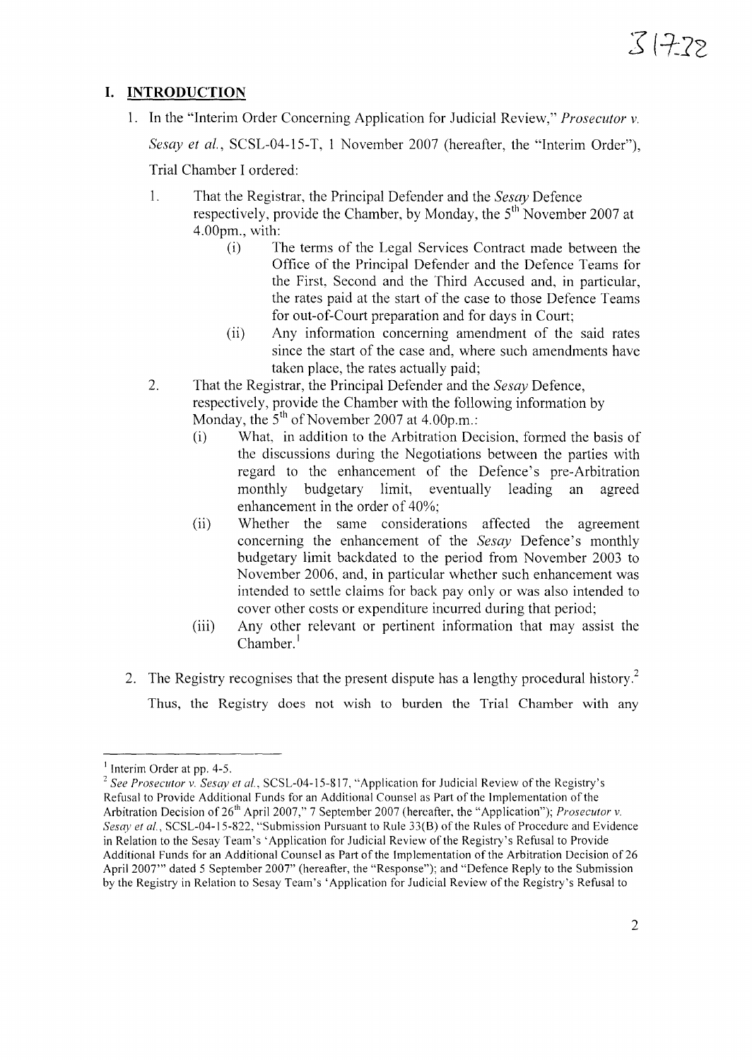## I. INTRODUCTION

1. In the "Interim Order Concerning Application for Judicial Review," *Prosecutor v. Sesay et al.*, SCSL-04-15-T, 1 November 2007 (hereafter, the "Interim Order"), Trial Chamber I ordered:

   1. That the Registrar, the Principal Defender and the *Sesay* Defence respectively, provide the Chamber, by Monday, the 5th November 2007 at 4.00pm., with:
      (i) The terms of the Legal Services Contract made between the Office of the Principal Defender and the Defence Teams for the First, Second and the Third Accused and, in particular, the rates paid at the start of the case to those Defence Teams for out-of-Court preparation and for days in Court;
      (ii) Any information concerning amendment of the said rates since the start of the case and, where such amendments have taken place, the rates actually paid;
   2. That the Registrar, the Principal Defender and the *Sesay* Defence, respectively, provide the Chamber with the following information by Monday, the 5th of November 2007 at 4.00p.m.:
      (i) What, in addition to the Arbitration Decision, formed the basis of the discussions during the Negotiations between the parties with regard to the enhancement of the Defence's pre-Arbitration monthly budgetary limit, eventually leading an agreed enhancement in the order of 40%;
      (ii) Whether the same considerations affected the agreement concerning the enhancement of the *Sesay* Defence's monthly budgetary limit backdated to the period from November 2003 to November 2006, and, in particular whether such enhancement was intended to settle claims for back pay only or was also intended to cover other costs or expenditure incurred during that period;
      (iii) Any other relevant or pertinent information that may assist the Chamber.[1]

2. The Registry recognises that the present dispute has a lengthy procedural history.[2] Thus, the Registry does not wish to burden the Trial Chamber with any

---

[1] Interim Order at pp. 4-5.

[2] *See Prosecutor v. Sesay et al.*, SCSL-04-15-817, "Application for Judicial Review of the Registry's Refusal to Provide Additional Funds for an Additional Counsel as Part of the Implementation of the Arbitration Decision of 26th April 2007," 7 September 2007 (hereafter, the "Application"); *Prosecutor v. Sesay et al.*, SCSL-04-15-822, "Submission Pursuant to Rule 33(B) of the Rules of Procedure and Evidence in Relation to the Sesay Team's 'Application for Judicial Review of the Registry's Refusal to Provide Additional Funds for an Additional Counsel as Part of the Implementation of the Arbitration Decision of 26 April 2007'" dated 5 September 2007" (hereafter, the "Response"); and "Defence Reply to the Submission by the Registry in Relation to Sesay Team's 'Application for Judicial Review of the Registry's Refusal to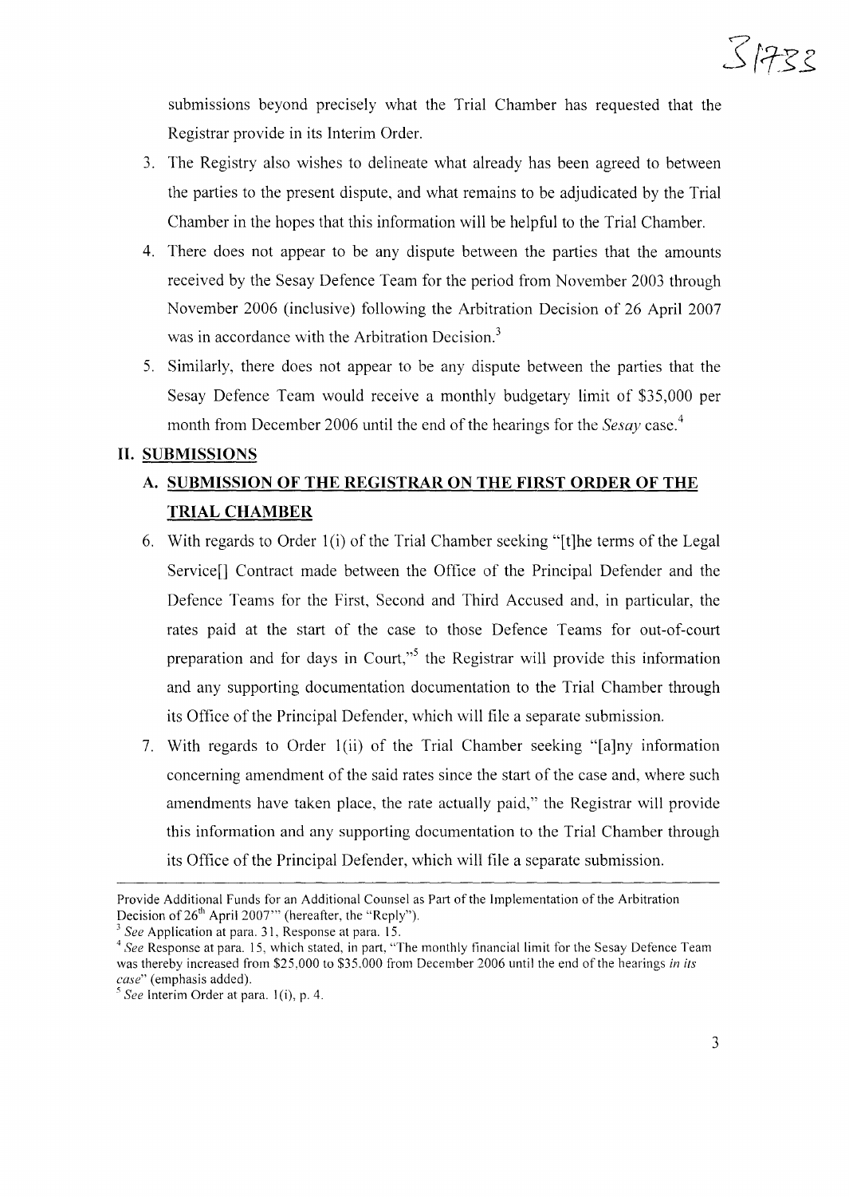submissions beyond precisely what the Trial Chamber has requested that the Registrar provide in its Interim Order.

3. The Registry also wishes to delineate what already has been agreed to between the parties to the present dispute, and what remains to be adjudicated by the Trial Chamber in the hopes that this information will be helpful to the Trial Chamber.

4. There does not appear to be any dispute between the parties that the amounts received by the Sesay Defence Team for the period from November 2003 through November 2006 (inclusive) following the Arbitration Decision of 26 April 2007 was in accordance with the Arbitration Decision.[3]

5. Similarly, there does not appear to be any dispute between the parties that the Sesay Defence Team would receive a monthly budgetary limit of $35,000 per month from December 2006 until the end of the hearings for the *Sesay* case.[4]

## II. SUBMISSIONS

### A. SUBMISSION OF THE REGISTRAR ON THE FIRST ORDER OF THE TRIAL CHAMBER

6. With regards to Order 1(i) of the Trial Chamber seeking "[t]he terms of the Legal Service[] Contract made between the Office of the Principal Defender and the Defence Teams for the First, Second and Third Accused and, in particular, the rates paid at the start of the case to those Defence Teams for out-of-court preparation and for days in Court,"[5] the Registrar will provide this information and any supporting documentation documentation to the Trial Chamber through its Office of the Principal Defender, which will file a separate submission.

7. With regards to Order 1(ii) of the Trial Chamber seeking "[a]ny information concerning amendment of the said rates since the start of the case and, where such amendments have taken place, the rate actually paid," the Registrar will provide this information and any supporting documentation to the Trial Chamber through its Office of the Principal Defender, which will file a separate submission.

---

Provide Additional Funds for an Additional Counsel as Part of the Implementation of the Arbitration Decision of 26th April 2007'" (hereafter, the "Reply").

[3] *See* Application at para. 31, Response at para. 15.

[4] *See* Response at para. 15, which stated, in part, "The monthly financial limit for the Sesay Defence Team was thereby increased from $25,000 to $35,000 from December 2006 until the end of the hearings *in its case*" (emphasis added).

[5] *See* Interim Order at para. 1(i), p. 4.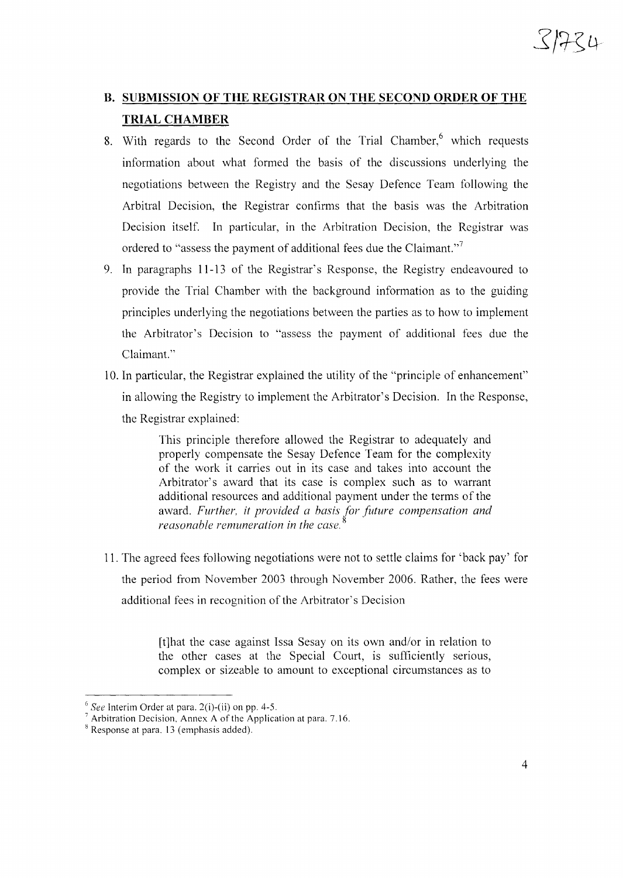## B. SUBMISSION OF THE REGISTRAR ON THE SECOND ORDER OF THE TRIAL CHAMBER

8. With regards to the Second Order of the Trial Chamber,[6] which requests information about what formed the basis of the discussions underlying the negotiations between the Registry and the Sesay Defence Team following the Arbitral Decision, the Registrar confirms that the basis was the Arbitration Decision itself. In particular, in the Arbitration Decision, the Registrar was ordered to "assess the payment of additional fees due the Claimant."[7]

9. In paragraphs 11-13 of the Registrar's Response, the Registry endeavoured to provide the Trial Chamber with the background information as to the guiding principles underlying the negotiations between the parties as to how to implement the Arbitrator's Decision to "assess the payment of additional fees due the Claimant."

10. In particular, the Registrar explained the utility of the "principle of enhancement" in allowing the Registry to implement the Arbitrator's Decision. In the Response, the Registrar explained:

> This principle therefore allowed the Registrar to adequately and properly compensate the Sesay Defence Team for the complexity of the work it carries out in its case and takes into account the Arbitrator's award that its case is complex such as to warrant additional resources and additional payment under the terms of the award. *Further, it provided a basis for future compensation and reasonable remuneration in the case.*[8]

11. The agreed fees following negotiations were not to settle claims for 'back pay' for the period from November 2003 through November 2006. Rather, the fees were additional fees in recognition of the Arbitrator's Decision

> [t]hat the case against Issa Sesay on its own and/or in relation to the other cases at the Special Court, is sufficiently serious, complex or sizeable to amount to exceptional circumstances as to

---

[6] *See* Interim Order at para. 2(i)-(ii) on pp. 4-5.

[7] Arbitration Decision, Annex A of the Application at para. 7.16.

[8] Response at para. 13 (emphasis added).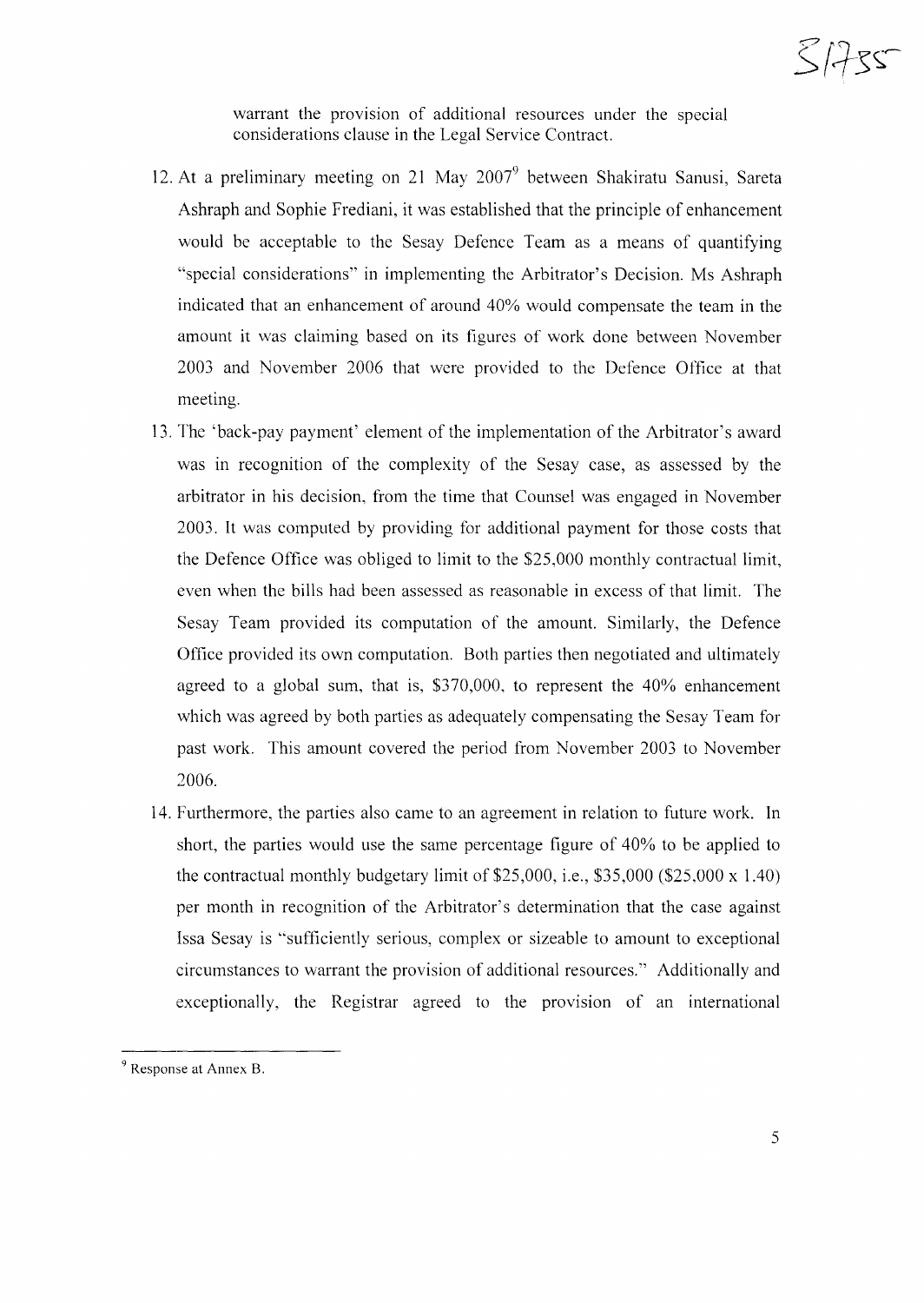warrant the provision of additional resources under the special considerations clause in the Legal Service Contract.

12. At a preliminary meeting on 21 May 2007[9] between Shakiratu Sanusi, Sareta Ashraph and Sophie Frediani, it was established that the principle of enhancement would be acceptable to the Sesay Defence Team as a means of quantifying "special considerations" in implementing the Arbitrator's Decision. Ms Ashraph indicated that an enhancement of around 40% would compensate the team in the amount it was claiming based on its figures of work done between November 2003 and November 2006 that were provided to the Defence Office at that meeting.

13. The 'back-pay payment' element of the implementation of the Arbitrator's award was in recognition of the complexity of the Sesay case, as assessed by the arbitrator in his decision, from the time that Counsel was engaged in November 2003. It was computed by providing for additional payment for those costs that the Defence Office was obliged to limit to the $25,000 monthly contractual limit, even when the bills had been assessed as reasonable in excess of that limit. The Sesay Team provided its computation of the amount. Similarly, the Defence Office provided its own computation. Both parties then negotiated and ultimately agreed to a global sum, that is, $370,000, to represent the 40% enhancement which was agreed by both parties as adequately compensating the Sesay Team for past work. This amount covered the period from November 2003 to November 2006.

14. Furthermore, the parties also came to an agreement in relation to future work. In short, the parties would use the same percentage figure of 40% to be applied to the contractual monthly budgetary limit of $25,000, i.e., $35,000 ($25,000 x 1.40) per month in recognition of the Arbitrator's determination that the case against Issa Sesay is "sufficiently serious, complex or sizeable to amount to exceptional circumstances to warrant the provision of additional resources." Additionally and exceptionally, the Registrar agreed to the provision of an international

[9] Response at Annex B.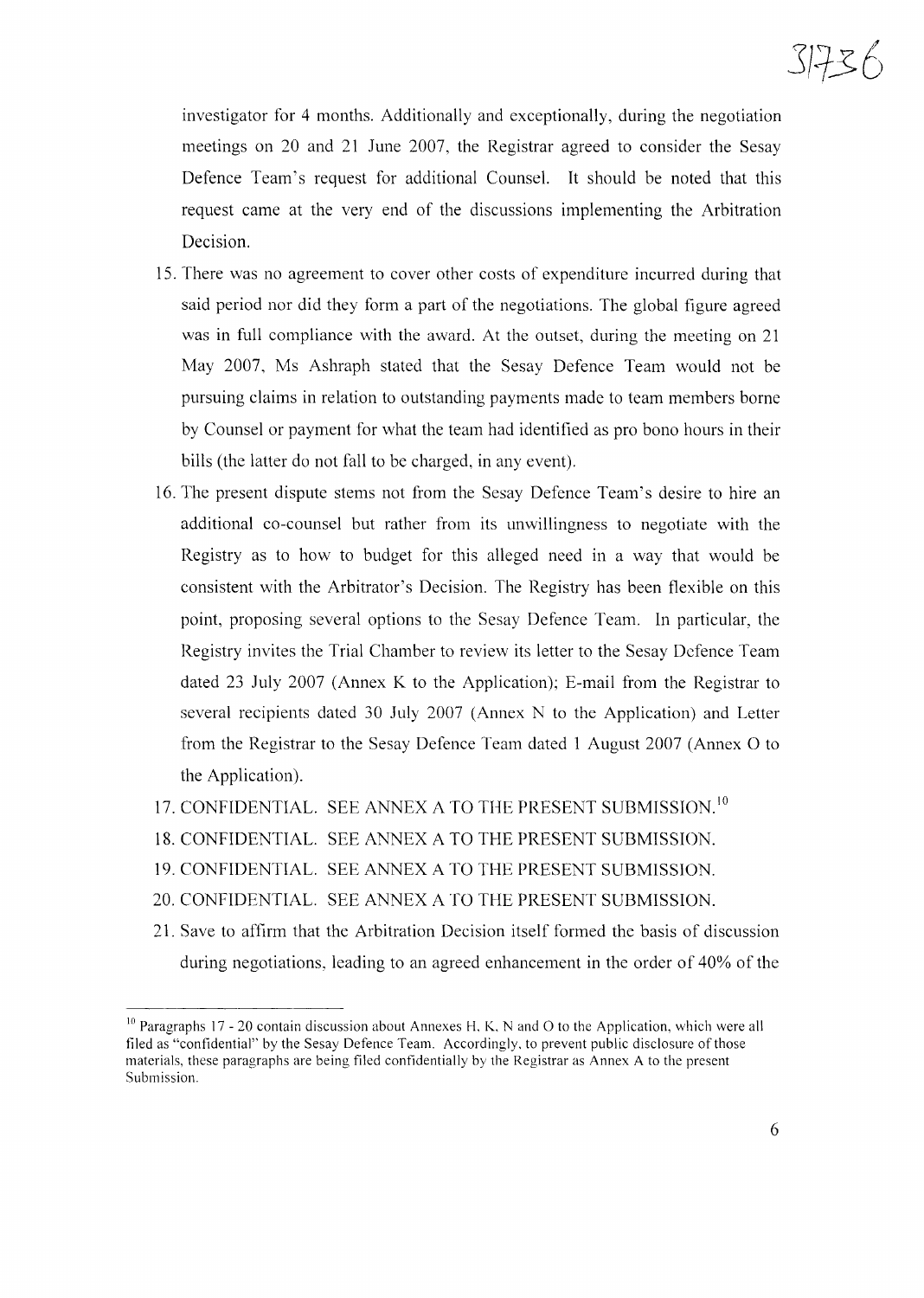investigator for 4 months. Additionally and exceptionally, during the negotiation meetings on 20 and 21 June 2007, the Registrar agreed to consider the Sesay Defence Team's request for additional Counsel. It should be noted that this request came at the very end of the discussions implementing the Arbitration Decision.

15. There was no agreement to cover other costs of expenditure incurred during that said period nor did they form a part of the negotiations. The global figure agreed was in full compliance with the award. At the outset, during the meeting on 21 May 2007, Ms Ashraph stated that the Sesay Defence Team would not be pursuing claims in relation to outstanding payments made to team members borne by Counsel or payment for what the team had identified as pro bono hours in their bills (the latter do not fall to be charged, in any event).

16. The present dispute stems not from the Sesay Defence Team's desire to hire an additional co-counsel but rather from its unwillingness to negotiate with the Registry as to how to budget for this alleged need in a way that would be consistent with the Arbitrator's Decision. The Registry has been flexible on this point, proposing several options to the Sesay Defence Team. In particular, the Registry invites the Trial Chamber to review its letter to the Sesay Defence Team dated 23 July 2007 (Annex K to the Application); E-mail from the Registrar to several recipients dated 30 July 2007 (Annex N to the Application) and Letter from the Registrar to the Sesay Defence Team dated 1 August 2007 (Annex O to the Application).

17. CONFIDENTIAL. SEE ANNEX A TO THE PRESENT SUBMISSION.[10]

18. CONFIDENTIAL. SEE ANNEX A TO THE PRESENT SUBMISSION.

19. CONFIDENTIAL. SEE ANNEX A TO THE PRESENT SUBMISSION.

20. CONFIDENTIAL. SEE ANNEX A TO THE PRESENT SUBMISSION.

21. Save to affirm that the Arbitration Decision itself formed the basis of discussion during negotiations, leading to an agreed enhancement in the order of 40% of the

---

[10] Paragraphs 17 - 20 contain discussion about Annexes H, K, N and O to the Application, which were all filed as "confidential" by the Sesay Defence Team. Accordingly, to prevent public disclosure of those materials, these paragraphs are being filed confidentially by the Registrar as Annex A to the present Submission.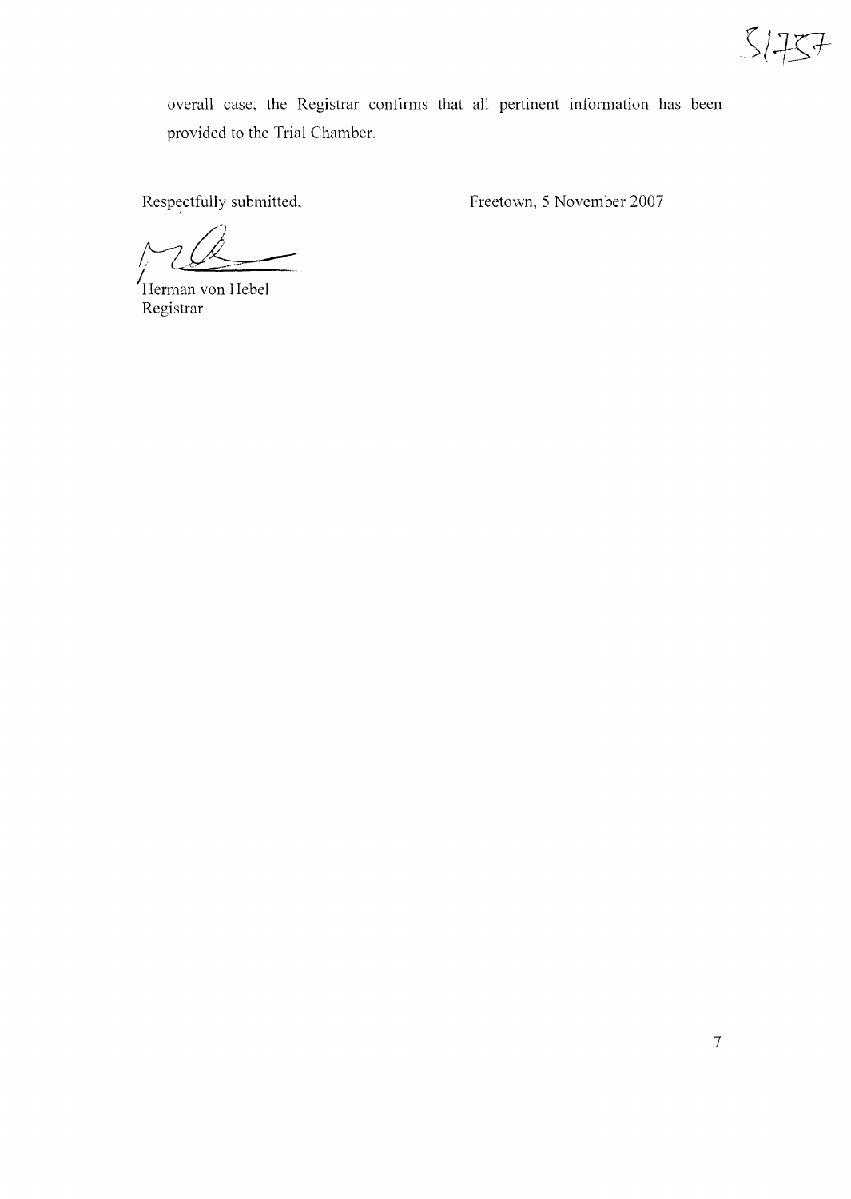overall case, the Registrar confirms that all pertinent information has been provided to the Trial Chamber.

Respectfully submitted,

Freetown, 5 November 2007

Herman von Hebel
Registrar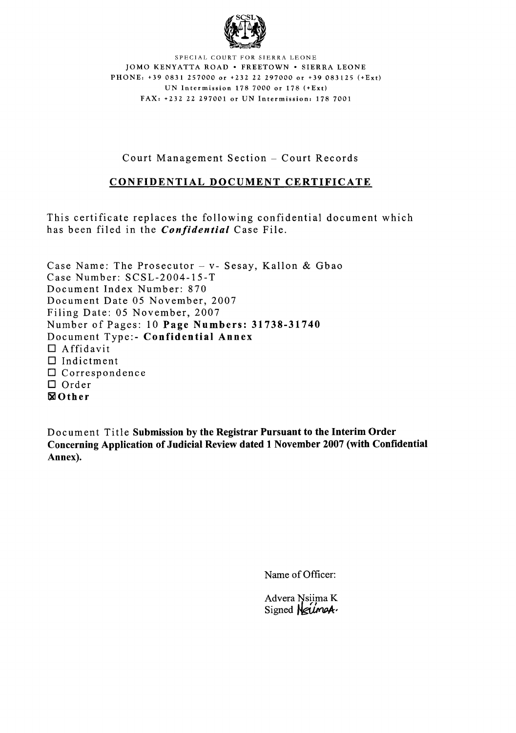SPECIAL COURT FOR SIERRA LEONE
JOMO KENYATTA ROAD • FREETOWN • SIERRA LEONE
PHONE: +39 0831 257000 or +232 22 297000 or +39 083125 (+Ext)
UN Intermission 178 7000 or 178 (+Ext)
FAX: +232 22 297001 or UN Intermission: 178 7001

Court Management Section – Court Records

## CONFIDENTIAL DOCUMENT CERTIFICATE

This certificate replaces the following confidential document which has been filed in the ***Confidential*** Case File.

Case Name: The Prosecutor – v- Sesay, Kallon & Gbao
Case Number: SCSL-2004-15-T
Document Index Number: 870
Document Date 05 November, 2007
Filing Date: 05 November, 2007
Number of Pages: 10 **Page Numbers: 31738-31740**
Document Type:- **Confidential Annex**
☐ Affidavit
☐ Indictment
☐ Correspondence
☐ Order
☒ **Other**

Document Title **Submission by the Registrar Pursuant to the Interim Order Concerning Application of Judicial Review dated 1 November 2007 (with Confidential Annex).**

Name of Officer:

Advera Nsiima K
Signed Nsiima.